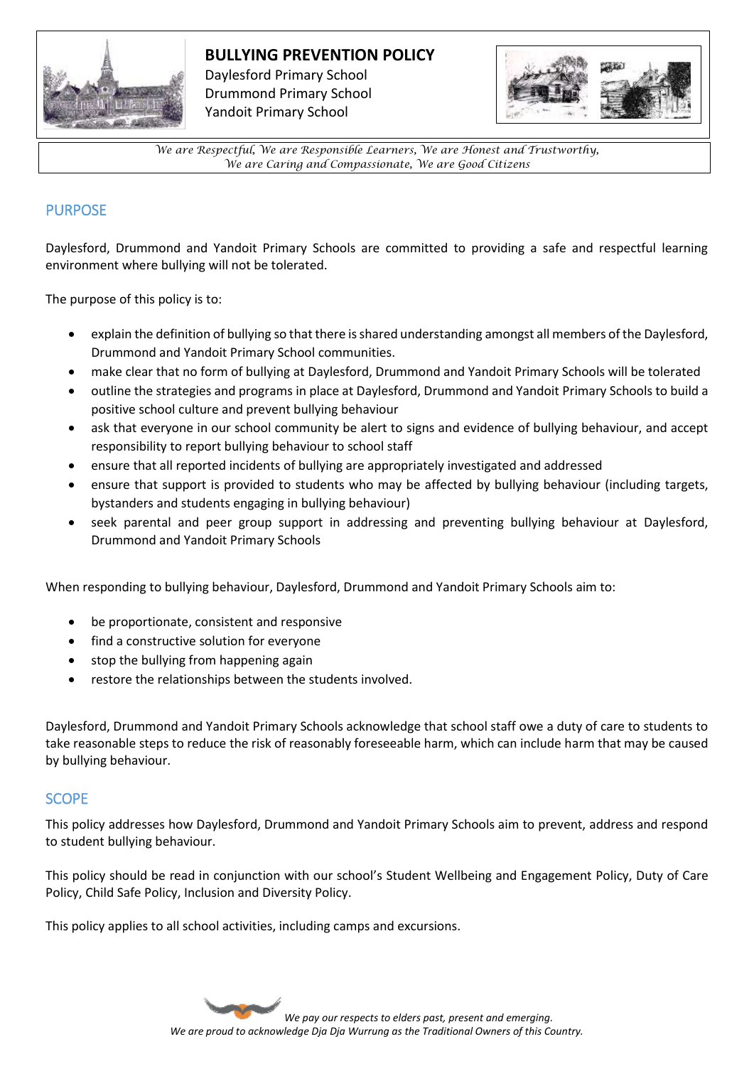# BULLYING PREVENTION POLICY

Daylesford Primary School
Drummond Primary School
Yandoit Primary School

*We are Respectful, We are Responsible Learners, We are Honest and Trustworthy, We are Caring and Compassionate, We are Good Citizens*

## PURPOSE

Daylesford, Drummond and Yandoit Primary Schools are committed to providing a safe and respectful learning environment where bullying will not be tolerated.

The purpose of this policy is to:

- explain the definition of bullying so that there is shared understanding amongst all members of the Daylesford, Drummond and Yandoit Primary School communities.
- make clear that no form of bullying at Daylesford, Drummond and Yandoit Primary Schools will be tolerated
- outline the strategies and programs in place at Daylesford, Drummond and Yandoit Primary Schools to build a positive school culture and prevent bullying behaviour
- ask that everyone in our school community be alert to signs and evidence of bullying behaviour, and accept responsibility to report bullying behaviour to school staff
- ensure that all reported incidents of bullying are appropriately investigated and addressed
- ensure that support is provided to students who may be affected by bullying behaviour (including targets, bystanders and students engaging in bullying behaviour)
- seek parental and peer group support in addressing and preventing bullying behaviour at Daylesford, Drummond and Yandoit Primary Schools

When responding to bullying behaviour, Daylesford, Drummond and Yandoit Primary Schools aim to:

- be proportionate, consistent and responsive
- find a constructive solution for everyone
- stop the bullying from happening again
- restore the relationships between the students involved.

Daylesford, Drummond and Yandoit Primary Schools acknowledge that school staff owe a duty of care to students to take reasonable steps to reduce the risk of reasonably foreseeable harm, which can include harm that may be caused by bullying behaviour.

## SCOPE

This policy addresses how Daylesford, Drummond and Yandoit Primary Schools aim to prevent, address and respond to student bullying behaviour.

This policy should be read in conjunction with our school's Student Wellbeing and Engagement Policy, Duty of Care Policy, Child Safe Policy, Inclusion and Diversity Policy.

This policy applies to all school activities, including camps and excursions.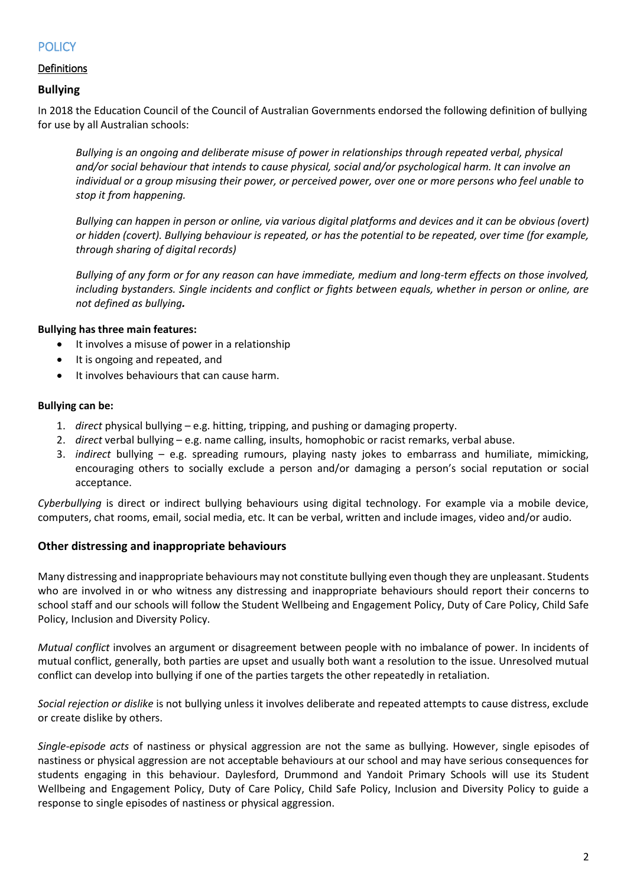## POLICY

Definitions

### Bullying

In 2018 the Education Council of the Council of Australian Governments endorsed the following definition of bullying for use by all Australian schools:

> *Bullying is an ongoing and deliberate misuse of power in relationships through repeated verbal, physical and/or social behaviour that intends to cause physical, social and/or psychological harm. It can involve an individual or a group misusing their power, or perceived power, over one or more persons who feel unable to stop it from happening.*
>
> *Bullying can happen in person or online, via various digital platforms and devices and it can be obvious (overt) or hidden (covert). Bullying behaviour is repeated, or has the potential to be repeated, over time (for example, through sharing of digital records)*
>
> *Bullying of any form or for any reason can have immediate, medium and long-term effects on those involved, including bystanders. Single incidents and conflict or fights between equals, whether in person or online, are not defined as bullying.*

**Bullying has three main features:**

- It involves a misuse of power in a relationship
- It is ongoing and repeated, and
- It involves behaviours that can cause harm.

**Bullying can be:**

1. *direct* physical bullying – e.g. hitting, tripping, and pushing or damaging property.
2. *direct* verbal bullying – e.g. name calling, insults, homophobic or racist remarks, verbal abuse.
3. *indirect* bullying – e.g. spreading rumours, playing nasty jokes to embarrass and humiliate, mimicking, encouraging others to socially exclude a person and/or damaging a person's social reputation or social acceptance.

*Cyberbullying* is direct or indirect bullying behaviours using digital technology. For example via a mobile device, computers, chat rooms, email, social media, etc. It can be verbal, written and include images, video and/or audio.

### Other distressing and inappropriate behaviours

Many distressing and inappropriate behaviours may not constitute bullying even though they are unpleasant. Students who are involved in or who witness any distressing and inappropriate behaviours should report their concerns to school staff and our schools will follow the Student Wellbeing and Engagement Policy, Duty of Care Policy, Child Safe Policy, Inclusion and Diversity Policy.

*Mutual conflict* involves an argument or disagreement between people with no imbalance of power. In incidents of mutual conflict, generally, both parties are upset and usually both want a resolution to the issue. Unresolved mutual conflict can develop into bullying if one of the parties targets the other repeatedly in retaliation.

*Social rejection or dislike* is not bullying unless it involves deliberate and repeated attempts to cause distress, exclude or create dislike by others.

*Single-episode acts* of nastiness or physical aggression are not the same as bullying. However, single episodes of nastiness or physical aggression are not acceptable behaviours at our school and may have serious consequences for students engaging in this behaviour. Daylesford, Drummond and Yandoit Primary Schools will use its Student Wellbeing and Engagement Policy, Duty of Care Policy, Child Safe Policy, Inclusion and Diversity Policy to guide a response to single episodes of nastiness or physical aggression.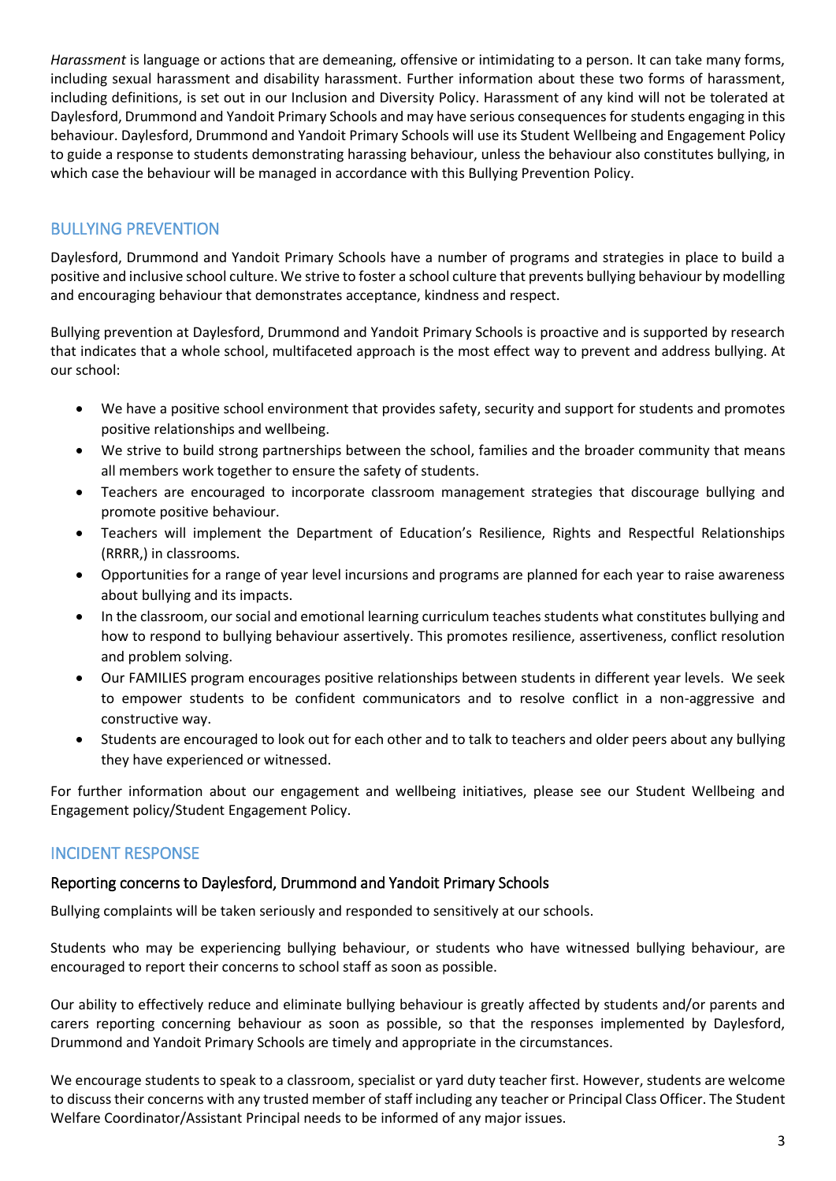*Harassment* is language or actions that are demeaning, offensive or intimidating to a person. It can take many forms, including sexual harassment and disability harassment. Further information about these two forms of harassment, including definitions, is set out in our Inclusion and Diversity Policy. Harassment of any kind will not be tolerated at Daylesford, Drummond and Yandoit Primary Schools and may have serious consequences for students engaging in this behaviour. Daylesford, Drummond and Yandoit Primary Schools will use its Student Wellbeing and Engagement Policy to guide a response to students demonstrating harassing behaviour, unless the behaviour also constitutes bullying, in which case the behaviour will be managed in accordance with this Bullying Prevention Policy.

## BULLYING PREVENTION

Daylesford, Drummond and Yandoit Primary Schools have a number of programs and strategies in place to build a positive and inclusive school culture. We strive to foster a school culture that prevents bullying behaviour by modelling and encouraging behaviour that demonstrates acceptance, kindness and respect.

Bullying prevention at Daylesford, Drummond and Yandoit Primary Schools is proactive and is supported by research that indicates that a whole school, multifaceted approach is the most effect way to prevent and address bullying. At our school:

- We have a positive school environment that provides safety, security and support for students and promotes positive relationships and wellbeing.
- We strive to build strong partnerships between the school, families and the broader community that means all members work together to ensure the safety of students.
- Teachers are encouraged to incorporate classroom management strategies that discourage bullying and promote positive behaviour.
- Teachers will implement the Department of Education's Resilience, Rights and Respectful Relationships (RRRR,) in classrooms.
- Opportunities for a range of year level incursions and programs are planned for each year to raise awareness about bullying and its impacts.
- In the classroom, our social and emotional learning curriculum teaches students what constitutes bullying and how to respond to bullying behaviour assertively. This promotes resilience, assertiveness, conflict resolution and problem solving.
- Our FAMILIES program encourages positive relationships between students in different year levels. We seek to empower students to be confident communicators and to resolve conflict in a non-aggressive and constructive way.
- Students are encouraged to look out for each other and to talk to teachers and older peers about any bullying they have experienced or witnessed.

For further information about our engagement and wellbeing initiatives, please see our Student Wellbeing and Engagement policy/Student Engagement Policy.

## INCIDENT RESPONSE

### Reporting concerns to Daylesford, Drummond and Yandoit Primary Schools

Bullying complaints will be taken seriously and responded to sensitively at our schools.

Students who may be experiencing bullying behaviour, or students who have witnessed bullying behaviour, are encouraged to report their concerns to school staff as soon as possible.

Our ability to effectively reduce and eliminate bullying behaviour is greatly affected by students and/or parents and carers reporting concerning behaviour as soon as possible, so that the responses implemented by Daylesford, Drummond and Yandoit Primary Schools are timely and appropriate in the circumstances.

We encourage students to speak to a classroom, specialist or yard duty teacher first. However, students are welcome to discuss their concerns with any trusted member of staff including any teacher or Principal Class Officer. The Student Welfare Coordinator/Assistant Principal needs to be informed of any major issues.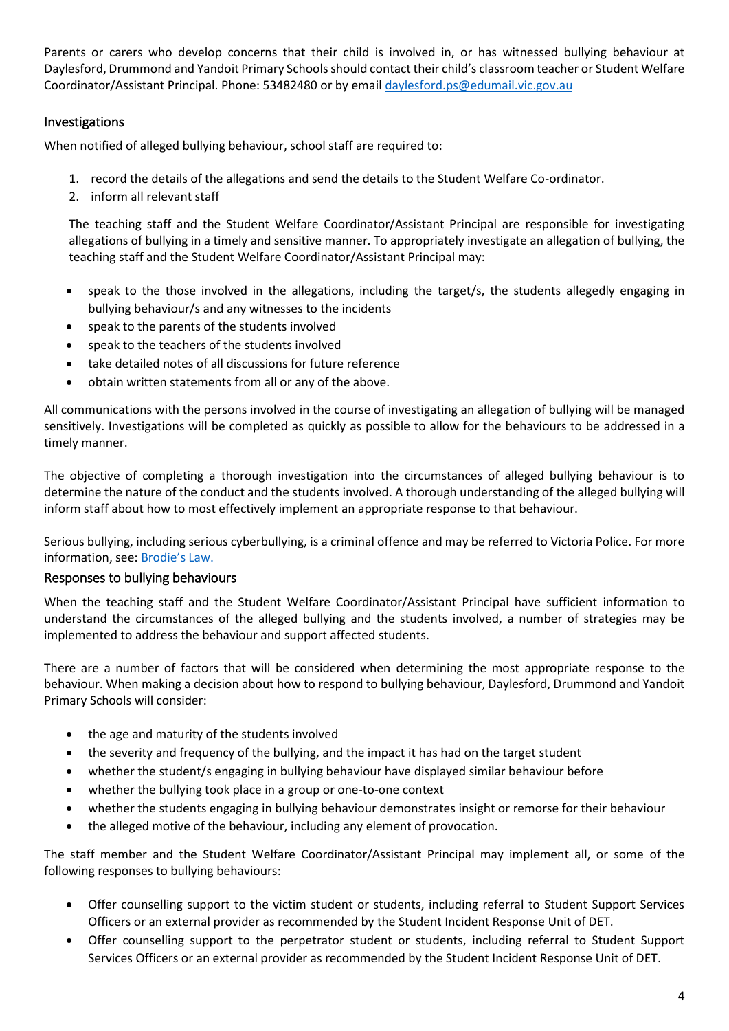Parents or carers who develop concerns that their child is involved in, or has witnessed bullying behaviour at Daylesford, Drummond and Yandoit Primary Schools should contact their child's classroom teacher or Student Welfare Coordinator/Assistant Principal. Phone: 53482480 or by email daylesford.ps@edumail.vic.gov.au

## Investigations

When notified of alleged bullying behaviour, school staff are required to:

1. record the details of the allegations and send the details to the Student Welfare Co-ordinator.
2. inform all relevant staff

The teaching staff and the Student Welfare Coordinator/Assistant Principal are responsible for investigating allegations of bullying in a timely and sensitive manner. To appropriately investigate an allegation of bullying, the teaching staff and the Student Welfare Coordinator/Assistant Principal may:

- speak to the those involved in the allegations, including the target/s, the students allegedly engaging in bullying behaviour/s and any witnesses to the incidents
- speak to the parents of the students involved
- speak to the teachers of the students involved
- take detailed notes of all discussions for future reference
- obtain written statements from all or any of the above.

All communications with the persons involved in the course of investigating an allegation of bullying will be managed sensitively. Investigations will be completed as quickly as possible to allow for the behaviours to be addressed in a timely manner.

The objective of completing a thorough investigation into the circumstances of alleged bullying behaviour is to determine the nature of the conduct and the students involved. A thorough understanding of the alleged bullying will inform staff about how to most effectively implement an appropriate response to that behaviour.

Serious bullying, including serious cyberbullying, is a criminal offence and may be referred to Victoria Police. For more information, see: Brodie's Law.

## Responses to bullying behaviours

When the teaching staff and the Student Welfare Coordinator/Assistant Principal have sufficient information to understand the circumstances of the alleged bullying and the students involved, a number of strategies may be implemented to address the behaviour and support affected students.

There are a number of factors that will be considered when determining the most appropriate response to the behaviour. When making a decision about how to respond to bullying behaviour, Daylesford, Drummond and Yandoit Primary Schools will consider:

- the age and maturity of the students involved
- the severity and frequency of the bullying, and the impact it has had on the target student
- whether the student/s engaging in bullying behaviour have displayed similar behaviour before
- whether the bullying took place in a group or one-to-one context
- whether the students engaging in bullying behaviour demonstrates insight or remorse for their behaviour
- the alleged motive of the behaviour, including any element of provocation.

The staff member and the Student Welfare Coordinator/Assistant Principal may implement all, or some of the following responses to bullying behaviours:

- Offer counselling support to the victim student or students, including referral to Student Support Services Officers or an external provider as recommended by the Student Incident Response Unit of DET.
- Offer counselling support to the perpetrator student or students, including referral to Student Support Services Officers or an external provider as recommended by the Student Incident Response Unit of DET.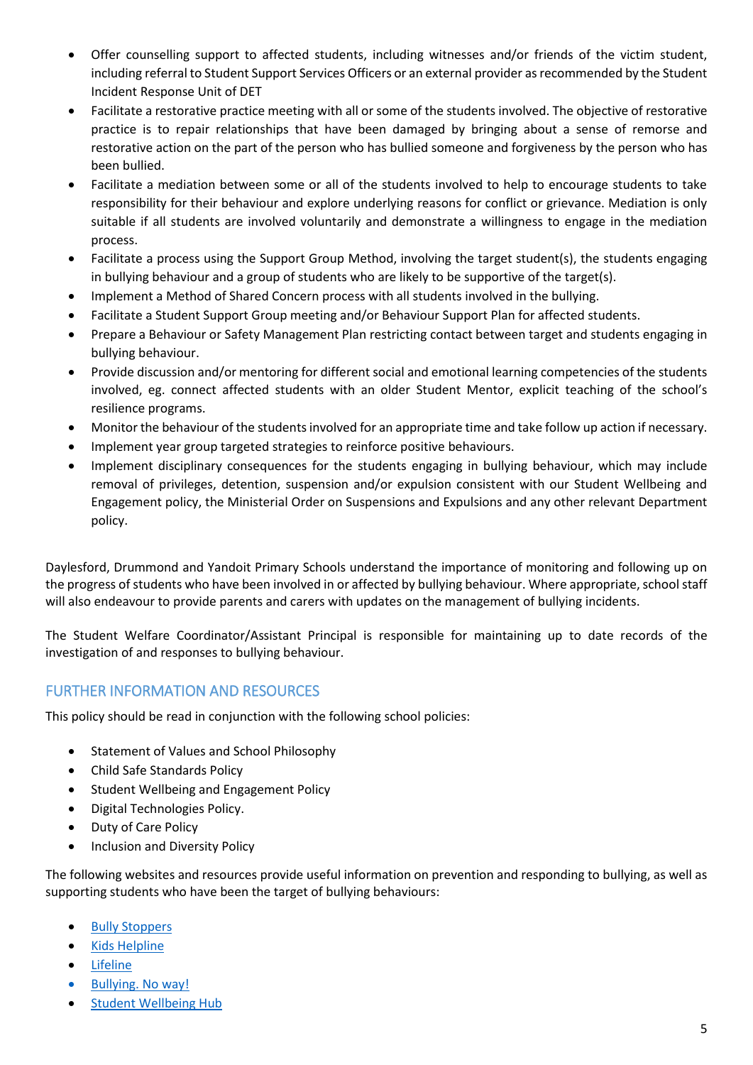- Offer counselling support to affected students, including witnesses and/or friends of the victim student, including referral to Student Support Services Officers or an external provider as recommended by the Student Incident Response Unit of DET
- Facilitate a restorative practice meeting with all or some of the students involved. The objective of restorative practice is to repair relationships that have been damaged by bringing about a sense of remorse and restorative action on the part of the person who has bullied someone and forgiveness by the person who has been bullied.
- Facilitate a mediation between some or all of the students involved to help to encourage students to take responsibility for their behaviour and explore underlying reasons for conflict or grievance. Mediation is only suitable if all students are involved voluntarily and demonstrate a willingness to engage in the mediation process.
- Facilitate a process using the Support Group Method, involving the target student(s), the students engaging in bullying behaviour and a group of students who are likely to be supportive of the target(s).
- Implement a Method of Shared Concern process with all students involved in the bullying.
- Facilitate a Student Support Group meeting and/or Behaviour Support Plan for affected students.
- Prepare a Behaviour or Safety Management Plan restricting contact between target and students engaging in bullying behaviour.
- Provide discussion and/or mentoring for different social and emotional learning competencies of the students involved, eg. connect affected students with an older Student Mentor, explicit teaching of the school's resilience programs.
- Monitor the behaviour of the students involved for an appropriate time and take follow up action if necessary.
- Implement year group targeted strategies to reinforce positive behaviours.
- Implement disciplinary consequences for the students engaging in bullying behaviour, which may include removal of privileges, detention, suspension and/or expulsion consistent with our Student Wellbeing and Engagement policy, the Ministerial Order on Suspensions and Expulsions and any other relevant Department policy.

Daylesford, Drummond and Yandoit Primary Schools understand the importance of monitoring and following up on the progress of students who have been involved in or affected by bullying behaviour. Where appropriate, school staff will also endeavour to provide parents and carers with updates on the management of bullying incidents.

The Student Welfare Coordinator/Assistant Principal is responsible for maintaining up to date records of the investigation of and responses to bullying behaviour.

## FURTHER INFORMATION AND RESOURCES

This policy should be read in conjunction with the following school policies:

- Statement of Values and School Philosophy
- Child Safe Standards Policy
- Student Wellbeing and Engagement Policy
- Digital Technologies Policy.
- Duty of Care Policy
- Inclusion and Diversity Policy

The following websites and resources provide useful information on prevention and responding to bullying, as well as supporting students who have been the target of bullying behaviours:

- Bully Stoppers
- Kids Helpline
- Lifeline
- Bullying. No way!
- Student Wellbeing Hub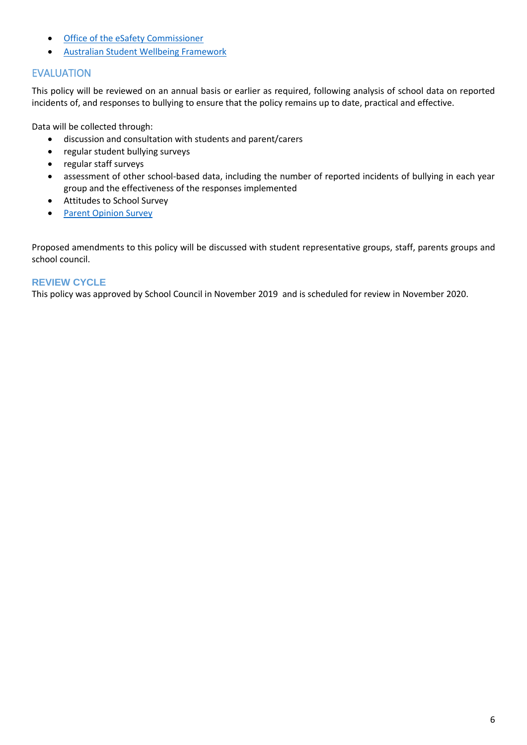- [Office of the eSafety Commissioner]()
- [Australian Student Wellbeing Framework]()

## EVALUATION

This policy will be reviewed on an annual basis or earlier as required, following analysis of school data on reported incidents of, and responses to bullying to ensure that the policy remains up to date, practical and effective.

Data will be collected through:

- discussion and consultation with students and parent/carers
- regular student bullying surveys
- regular staff surveys
- assessment of other school-based data, including the number of reported incidents of bullying in each year group and the effectiveness of the responses implemented
- Attitudes to School Survey
- [Parent Opinion Survey]()

Proposed amendments to this policy will be discussed with student representative groups, staff, parents groups and school council.

## REVIEW CYCLE

This policy was approved by School Council in November 2019 and is scheduled for review in November 2020.